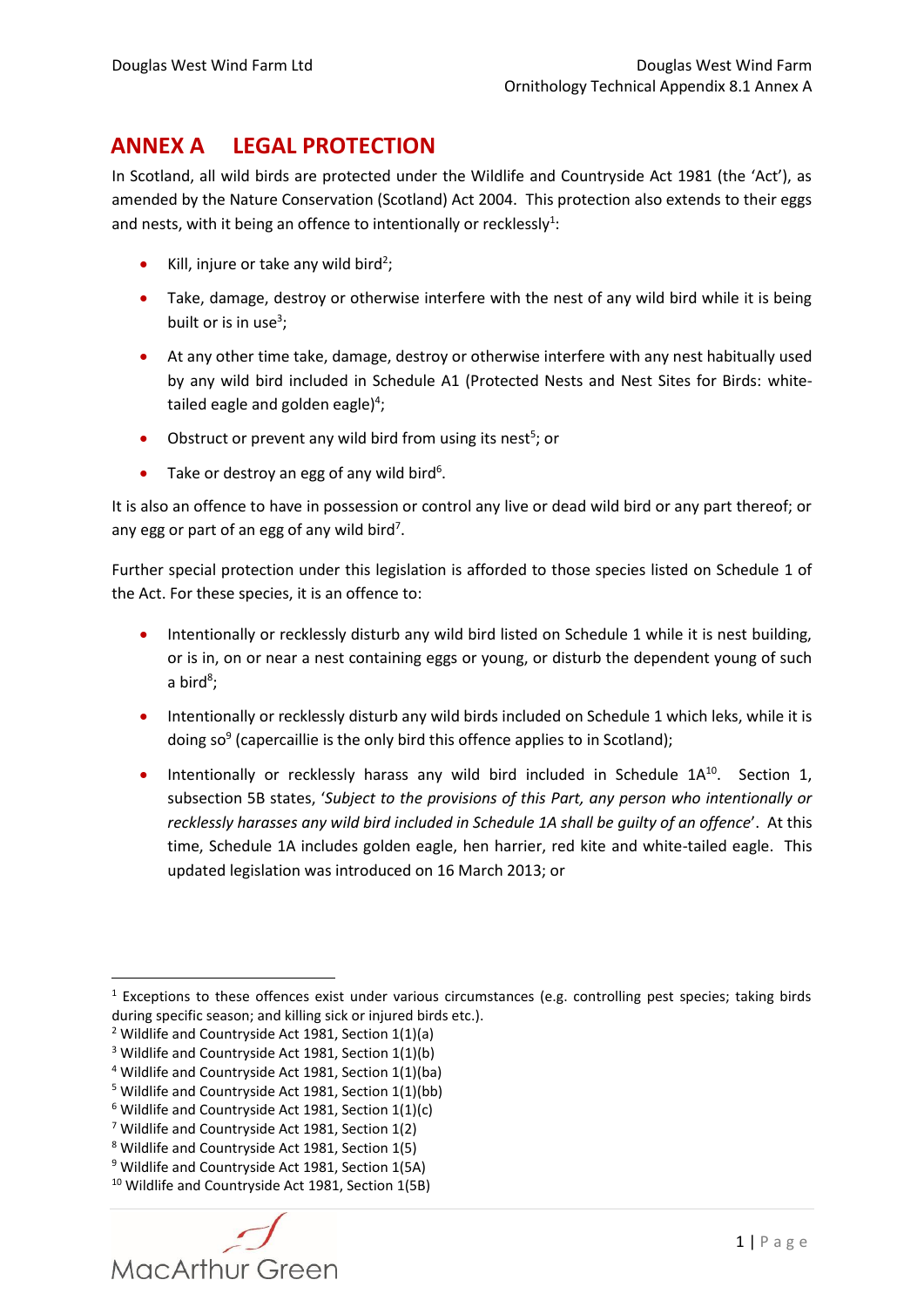# ANNEX A LEGAL PROTECTION

In Scotland, all wild birds are protected under the Wildlife and Countryside Act 1981 (the 'Act'), as amended by the Nature Conservation (Scotland) Act 2004. This protection also extends to their eggs and nests, with it being an offence to intentionally or recklessly[1]:

- Kill, injure or take any wild bird[2];
- Take, damage, destroy or otherwise interfere with the nest of any wild bird while it is being built or is in use[3];
- At any other time take, damage, destroy or otherwise interfere with any nest habitually used by any wild bird included in Schedule A1 (Protected Nests and Nest Sites for Birds: white-tailed eagle and golden eagle)[4];
- Obstruct or prevent any wild bird from using its nest[5]; or
- Take or destroy an egg of any wild bird[6].

It is also an offence to have in possession or control any live or dead wild bird or any part thereof; or any egg or part of an egg of any wild bird[7].

Further special protection under this legislation is afforded to those species listed on Schedule 1 of the Act. For these species, it is an offence to:

- Intentionally or recklessly disturb any wild bird listed on Schedule 1 while it is nest building, or is in, on or near a nest containing eggs or young, or disturb the dependent young of such a bird[8];
- Intentionally or recklessly disturb any wild birds included on Schedule 1 which leks, while it is doing so[9] (capercaillie is the only bird this offence applies to in Scotland);
- Intentionally or recklessly harass any wild bird included in Schedule 1A[10]. Section 1, subsection 5B states, '*Subject to the provisions of this Part, any person who intentionally or recklessly harasses any wild bird included in Schedule 1A shall be guilty of an offence*'. At this time, Schedule 1A includes golden eagle, hen harrier, red kite and white-tailed eagle. This updated legislation was introduced on 16 March 2013; or

---

[1] Exceptions to these offences exist under various circumstances (e.g. controlling pest species; taking birds during specific season; and killing sick or injured birds etc.).

[2] Wildlife and Countryside Act 1981, Section 1(1)(a)

[3] Wildlife and Countryside Act 1981, Section 1(1)(b)

[4] Wildlife and Countryside Act 1981, Section 1(1)(ba)

[5] Wildlife and Countryside Act 1981, Section 1(1)(bb)

[6] Wildlife and Countryside Act 1981, Section 1(1)(c)

[7] Wildlife and Countryside Act 1981, Section 1(2)

[8] Wildlife and Countryside Act 1981, Section 1(5)

[9] Wildlife and Countryside Act 1981, Section 1(5A)

[10] Wildlife and Countryside Act 1981, Section 1(5B)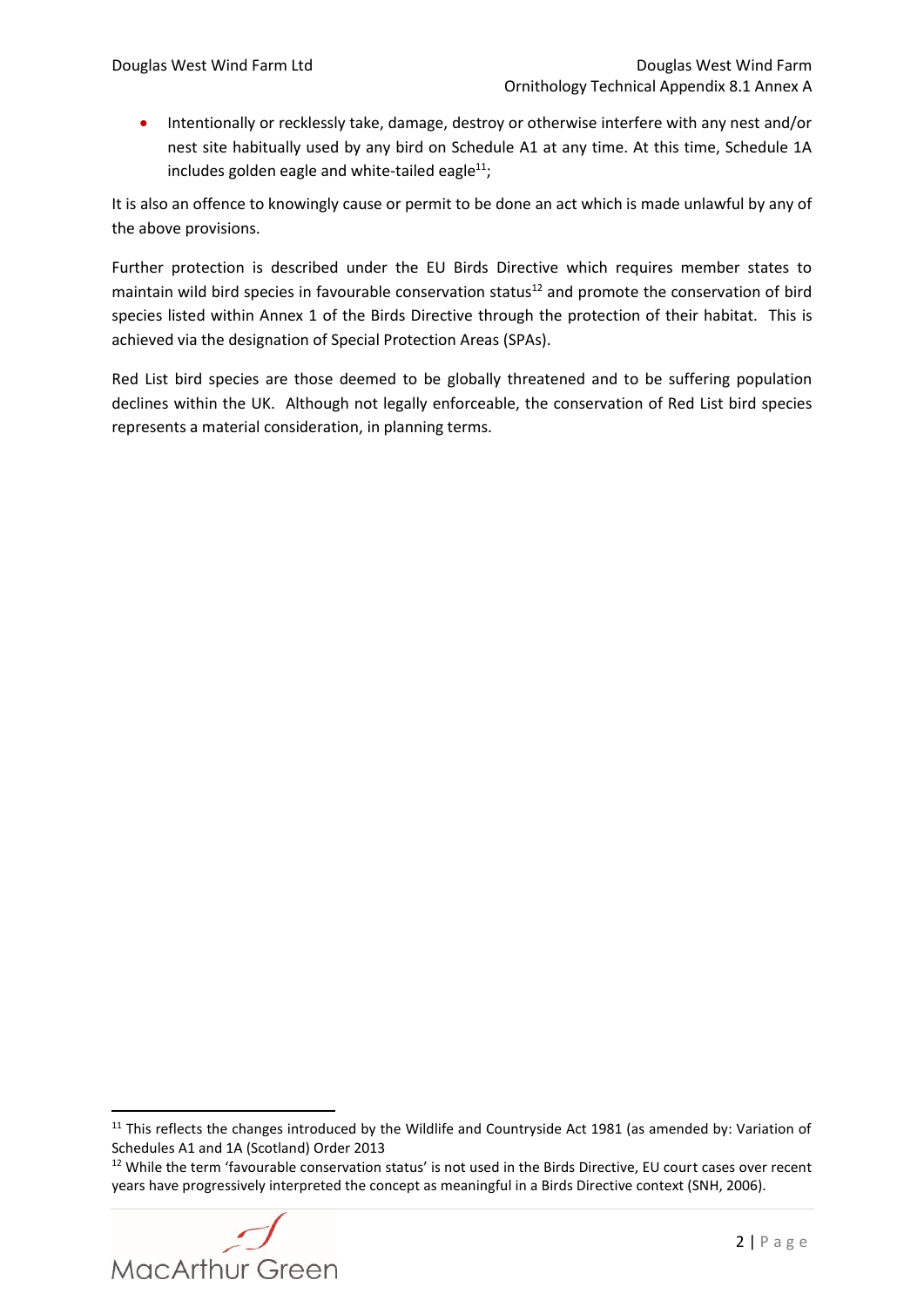- Intentionally or recklessly take, damage, destroy or otherwise interfere with any nest and/or nest site habitually used by any bird on Schedule A1 at any time. At this time, Schedule 1A includes golden eagle and white-tailed eagle[11];

It is also an offence to knowingly cause or permit to be done an act which is made unlawful by any of the above provisions.

Further protection is described under the EU Birds Directive which requires member states to maintain wild bird species in favourable conservation status[12] and promote the conservation of bird species listed within Annex 1 of the Birds Directive through the protection of their habitat. This is achieved via the designation of Special Protection Areas (SPAs).

Red List bird species are those deemed to be globally threatened and to be suffering population declines within the UK. Although not legally enforceable, the conservation of Red List bird species represents a material consideration, in planning terms.

---

[11] This reflects the changes introduced by the Wildlife and Countryside Act 1981 (as amended by: Variation of Schedules A1 and 1A (Scotland) Order 2013

[12] While the term 'favourable conservation status' is not used in the Birds Directive, EU court cases over recent years have progressively interpreted the concept as meaningful in a Birds Directive context (SNH, 2006).